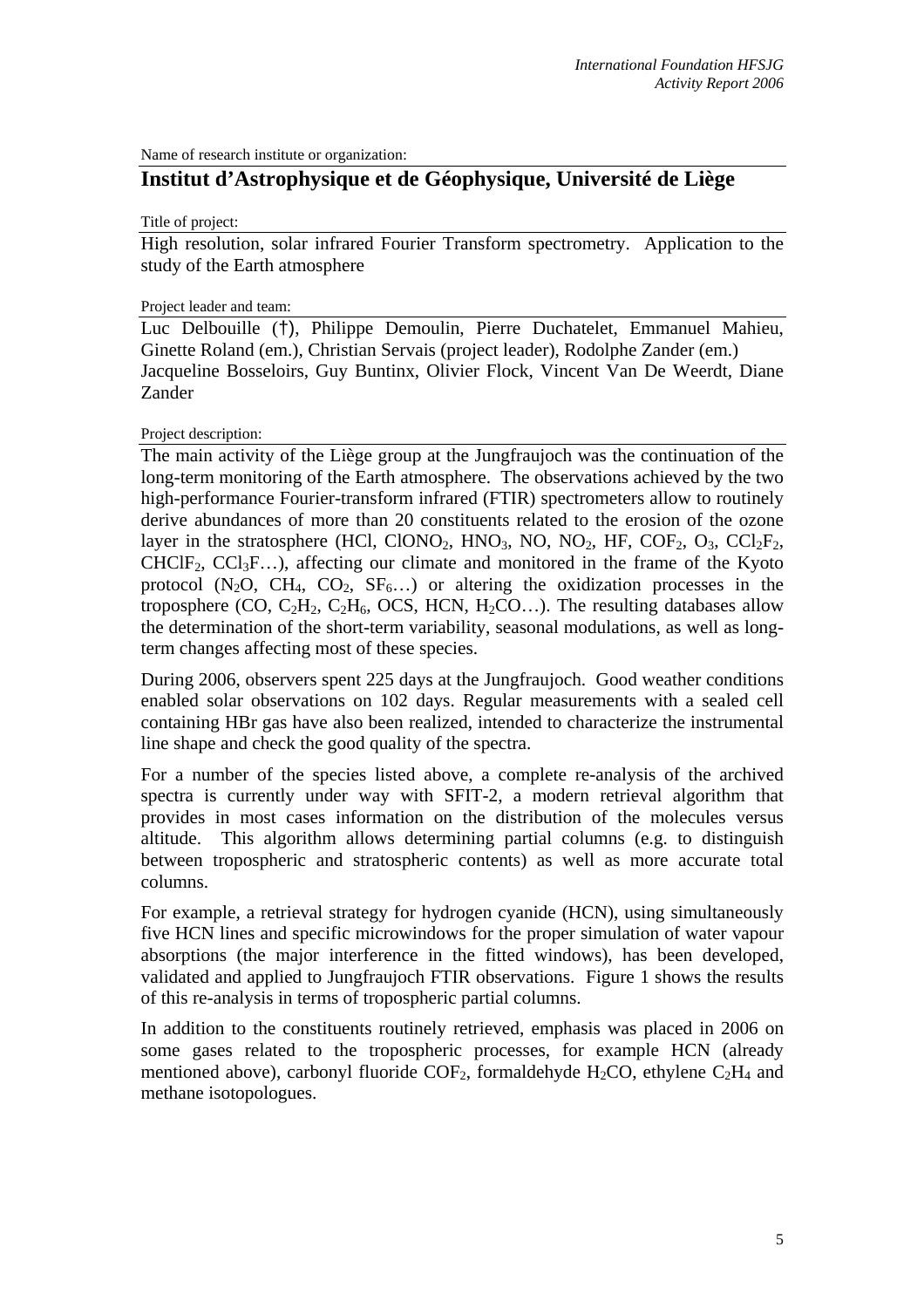Name of research institute or organization:

# Institut d'Astrophysique et de Géophysique, Université de Liège

Title of project:

High resolution, solar infrared Fourier Transform spectrometry. Application to the study of the Earth atmosphere

Project leader and team:

Luc Delbouille (†), Philippe Demoulin, Pierre Duchatelet, Emmanuel Mahieu, Ginette Roland (em.), Christian Servais (project leader), Rodolphe Zander (em.)
Jacqueline Bosseloirs, Guy Buntinx, Olivier Flock, Vincent Van De Weerdt, Diane Zander

Project description:

The main activity of the Liège group at the Jungfraujoch was the continuation of the long-term monitoring of the Earth atmosphere. The observations achieved by the two high-performance Fourier-transform infrared (FTIR) spectrometers allow to routinely derive abundances of more than 20 constituents related to the erosion of the ozone layer in the stratosphere (HCl, $ClONO_2$, $HNO_3$, NO, $NO_2$, HF, $COF_2$, $O_3$, $CCl_2F_2$, $CHClF_2$, $CCl_3F$…), affecting our climate and monitored in the frame of the Kyoto protocol ($N_2O$, $CH_4$, $CO_2$, $SF_6$…) or altering the oxidization processes in the troposphere (CO, $C_2H_2$, $C_2H_6$, OCS, HCN, $H_2CO$…). The resulting databases allow the determination of the short-term variability, seasonal modulations, as well as long-term changes affecting most of these species.

During 2006, observers spent 225 days at the Jungfraujoch. Good weather conditions enabled solar observations on 102 days. Regular measurements with a sealed cell containing HBr gas have also been realized, intended to characterize the instrumental line shape and check the good quality of the spectra.

For a number of the species listed above, a complete re-analysis of the archived spectra is currently under way with SFIT-2, a modern retrieval algorithm that provides in most cases information on the distribution of the molecules versus altitude. This algorithm allows determining partial columns (e.g. to distinguish between tropospheric and stratospheric contents) as well as more accurate total columns.

For example, a retrieval strategy for hydrogen cyanide (HCN), using simultaneously five HCN lines and specific microwindows for the proper simulation of water vapour absorptions (the major interference in the fitted windows), has been developed, validated and applied to Jungfraujoch FTIR observations. Figure 1 shows the results of this re-analysis in terms of tropospheric partial columns.

In addition to the constituents routinely retrieved, emphasis was placed in 2006 on some gases related to the tropospheric processes, for example HCN (already mentioned above), carbonyl fluoride $COF_2$, formaldehyde $H_2CO$, ethylene $C_2H_4$ and methane isotopologues.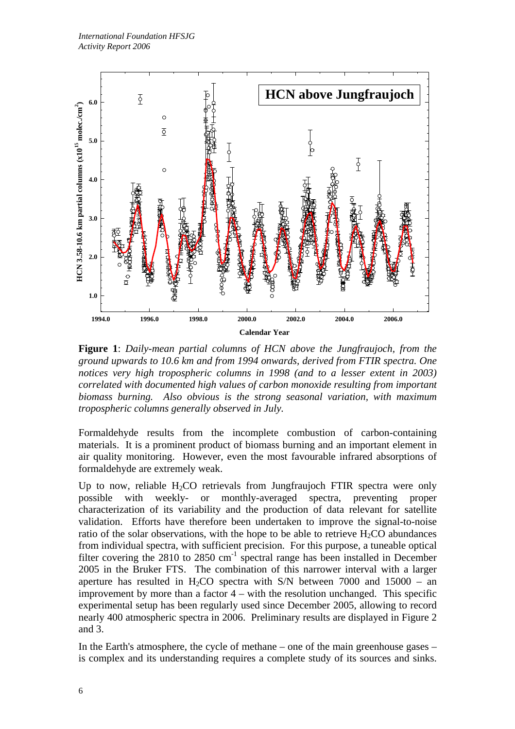**Figure 1**: *Daily-mean partial columns of HCN above the Jungfraujoch, from the ground upwards to 10.6 km and from 1994 onwards, derived from FTIR spectra. One notices very high tropospheric columns in 1998 (and to a lesser extent in 2003) correlated with documented high values of carbon monoxide resulting from important biomass burning. Also obvious is the strong seasonal variation, with maximum tropospheric columns generally observed in July.*

Formaldehyde results from the incomplete combustion of carbon-containing materials. It is a prominent product of biomass burning and an important element in air quality monitoring. However, even the most favourable infrared absorptions of formaldehyde are extremely weak.

Up to now, reliable $H_2CO$ retrievals from Jungfraujoch FTIR spectra were only possible with weekly- or monthly-averaged spectra, preventing proper characterization of its variability and the production of data relevant for satellite validation. Efforts have therefore been undertaken to improve the signal-to-noise ratio of the solar observations, with the hope to be able to retrieve $H_2CO$ abundances from individual spectra, with sufficient precision. For this purpose, a tuneable optical filter covering the 2810 to 2850 $cm^{-1}$ spectral range has been installed in December 2005 in the Bruker FTS. The combination of this narrower interval with a larger aperture has resulted in $H_2CO$ spectra with S/N between 7000 and 15000 – an improvement by more than a factor 4 – with the resolution unchanged. This specific experimental setup has been regularly used since December 2005, allowing to record nearly 400 atmospheric spectra in 2006. Preliminary results are displayed in Figure 2 and 3.

In the Earth's atmosphere, the cycle of methane – one of the main greenhouse gases – is complex and its understanding requires a complete study of its sources and sinks.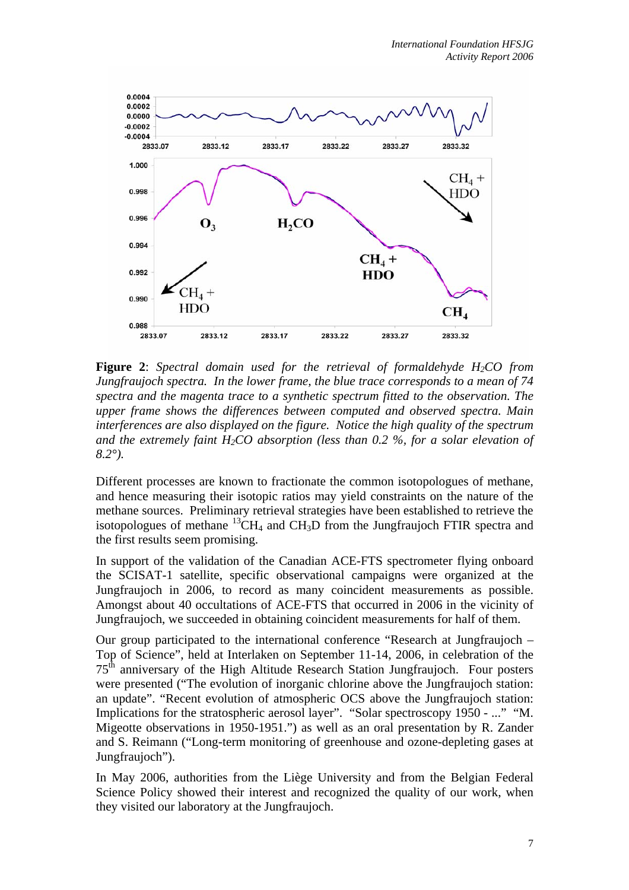**Figure 2**: *Spectral domain used for the retrieval of formaldehyde $H_2CO$ from Jungfraujoch spectra. In the lower frame, the blue trace corresponds to a mean of 74 spectra and the magenta trace to a synthetic spectrum fitted to the observation. The upper frame shows the differences between computed and observed spectra. Main interferences are also displayed on the figure. Notice the high quality of the spectrum and the extremely faint $H_2CO$ absorption (less than 0.2 %, for a solar elevation of 8.2°).*

Different processes are known to fractionate the common isotopologues of methane, and hence measuring their isotopic ratios may yield constraints on the nature of the methane sources. Preliminary retrieval strategies have been established to retrieve the isotopologues of methane $^{13}CH_4$ and $CH_3D$ from the Jungfraujoch FTIR spectra and the first results seem promising.

In support of the validation of the Canadian ACE-FTS spectrometer flying onboard the SCISAT-1 satellite, specific observational campaigns were organized at the Jungfraujoch in 2006, to record as many coincident measurements as possible. Amongst about 40 occultations of ACE-FTS that occurred in 2006 in the vicinity of Jungfraujoch, we succeeded in obtaining coincident measurements for half of them.

Our group participated to the international conference "Research at Jungfraujoch – Top of Science", held at Interlaken on September 11-14, 2006, in celebration of the 75th anniversary of the High Altitude Research Station Jungfraujoch. Four posters were presented ("The evolution of inorganic chlorine above the Jungfraujoch station: an update". "Recent evolution of atmospheric OCS above the Jungfraujoch station: Implications for the stratospheric aerosol layer". "Solar spectroscopy 1950 - ..." "M. Migeotte observations in 1950-1951.") as well as an oral presentation by R. Zander and S. Reimann ("Long-term monitoring of greenhouse and ozone-depleting gases at Jungfraujoch").

In May 2006, authorities from the Liège University and from the Belgian Federal Science Policy showed their interest and recognized the quality of our work, when they visited our laboratory at the Jungfraujoch.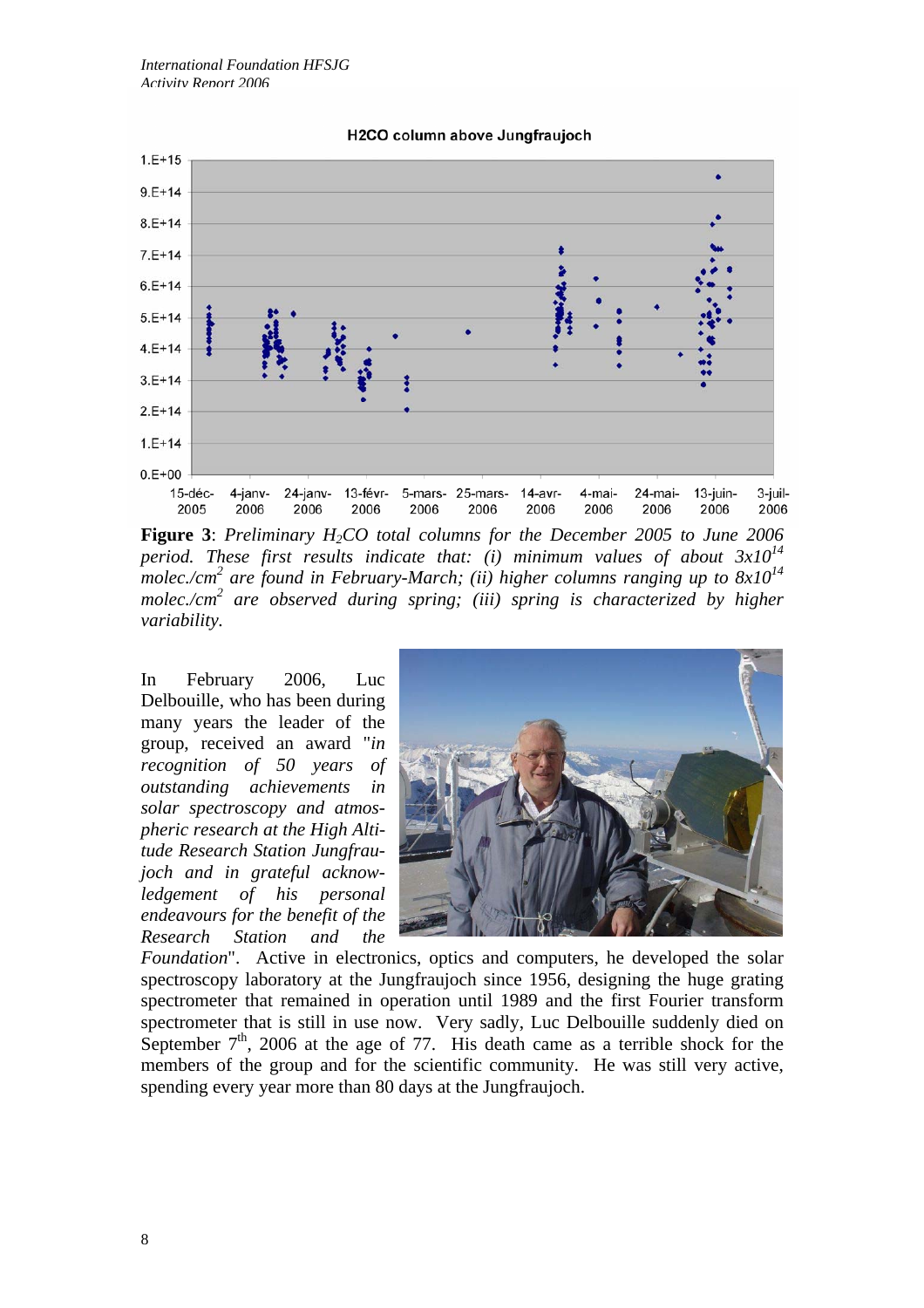**Figure 3**: *Preliminary $H_2CO$ total columns for the December 2005 to June 2006 period. These first results indicate that: (i) minimum values of about $3x10^{14}$ molec./cm$^2$ are found in February-March; (ii) higher columns ranging up to $8x10^{14}$ molec./cm$^2$ are observed during spring; (iii) spring is characterized by higher variability.*

In February 2006, Luc Delbouille, who has been during many years the leader of the group, received an award "*in recognition of 50 years of outstanding achievements in solar spectroscopy and atmospheric research at the High Altitude Research Station Jungfraujoch and in grateful acknowledgement of his personal endeavours for the benefit of the Research Station and the Foundation*". Active in electronics, optics and computers, he developed the solar spectroscopy laboratory at the Jungfraujoch since 1956, designing the huge grating spectrometer that remained in operation until 1989 and the first Fourier transform spectrometer that is still in use now. Very sadly, Luc Delbouille suddenly died on September 7th, 2006 at the age of 77. His death came as a terrible shock for the members of the group and for the scientific community. He was still very active, spending every year more than 80 days at the Jungfraujoch.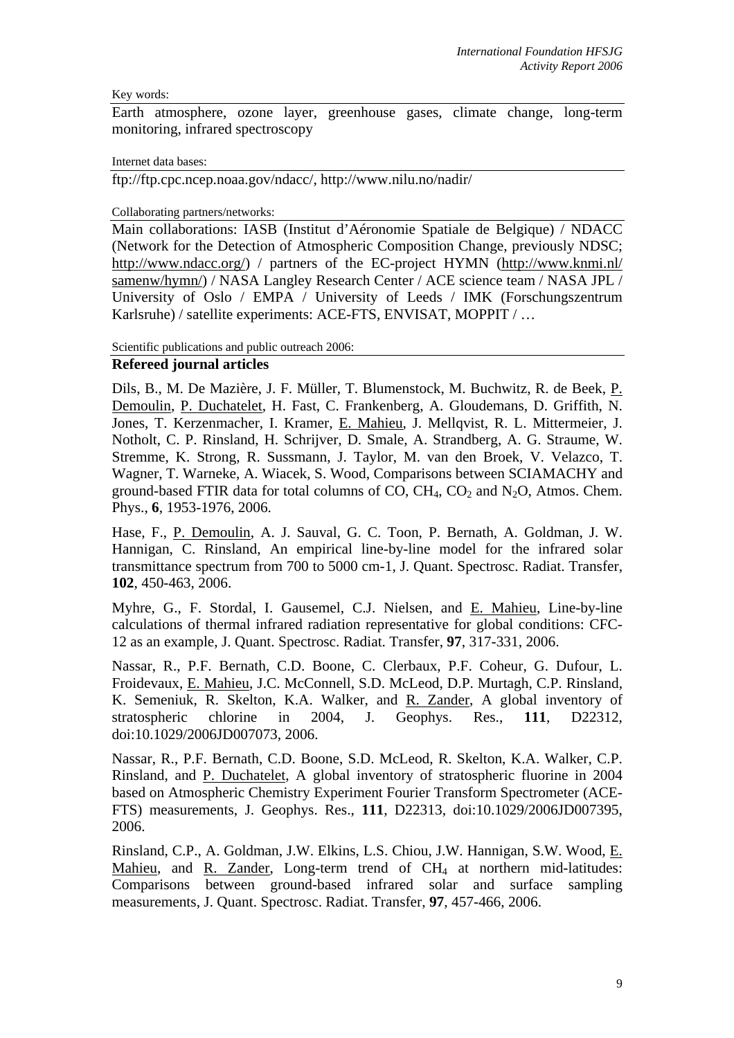Key words:

Earth atmosphere, ozone layer, greenhouse gases, climate change, long-term monitoring, infrared spectroscopy

Internet data bases:

ftp://ftp.cpc.ncep.noaa.gov/ndacc/, http://www.nilu.no/nadir/

Collaborating partners/networks:

Main collaborations: IASB (Institut d'Aéronomie Spatiale de Belgique) / NDACC (Network for the Detection of Atmospheric Composition Change, previously NDSC; http://www.ndacc.org/) / partners of the EC-project HYMN (http://www.knmi.nl/samenw/hymn/) / NASA Langley Research Center / ACE science team / NASA JPL / University of Oslo / EMPA / University of Leeds / IMK (Forschungszentrum Karlsruhe) / satellite experiments: ACE-FTS, ENVISAT, MOPPIT / …

Scientific publications and public outreach 2006:

**Refereed journal articles**

Dils, B., M. De Mazière, J. F. Müller, T. Blumenstock, M. Buchwitz, R. de Beek, P. Demoulin, P. Duchatelet, H. Fast, C. Frankenberg, A. Gloudemans, D. Griffith, N. Jones, T. Kerzenmacher, I. Kramer, E. Mahieu, J. Mellqvist, R. L. Mittermeier, J. Notholt, C. P. Rinsland, H. Schrijver, D. Smale, A. Strandberg, A. G. Straume, W. Stremme, K. Strong, R. Sussmann, J. Taylor, M. van den Broek, V. Velazco, T. Wagner, T. Warneke, A. Wiacek, S. Wood, Comparisons between SCIAMACHY and ground-based FTIR data for total columns of CO, $CH_4$, $CO_2$ and $N_2O$, Atmos. Chem. Phys., **6**, 1953-1976, 2006.

Hase, F., P. Demoulin, A. J. Sauval, G. C. Toon, P. Bernath, A. Goldman, J. W. Hannigan, C. Rinsland, An empirical line-by-line model for the infrared solar transmittance spectrum from 700 to 5000 cm-1, J. Quant. Spectrosc. Radiat. Transfer, **102**, 450-463, 2006.

Myhre, G., F. Stordal, I. Gausemel, C.J. Nielsen, and E. Mahieu, Line-by-line calculations of thermal infrared radiation representative for global conditions: CFC-12 as an example, J. Quant. Spectrosc. Radiat. Transfer, **97**, 317-331, 2006.

Nassar, R., P.F. Bernath, C.D. Boone, C. Clerbaux, P.F. Coheur, G. Dufour, L. Froidevaux, E. Mahieu, J.C. McConnell, S.D. McLeod, D.P. Murtagh, C.P. Rinsland, K. Semeniuk, R. Skelton, K.A. Walker, and R. Zander, A global inventory of stratospheric chlorine in 2004, J. Geophys. Res., **111**, D22312, doi:10.1029/2006JD007073, 2006.

Nassar, R., P.F. Bernath, C.D. Boone, S.D. McLeod, R. Skelton, K.A. Walker, C.P. Rinsland, and P. Duchatelet, A global inventory of stratospheric fluorine in 2004 based on Atmospheric Chemistry Experiment Fourier Transform Spectrometer (ACE-FTS) measurements, J. Geophys. Res., **111**, D22313, doi:10.1029/2006JD007395, 2006.

Rinsland, C.P., A. Goldman, J.W. Elkins, L.S. Chiou, J.W. Hannigan, S.W. Wood, E. Mahieu, and R. Zander, Long-term trend of $CH_4$ at northern mid-latitudes: Comparisons between ground-based infrared solar and surface sampling measurements, J. Quant. Spectrosc. Radiat. Transfer, **97**, 457-466, 2006.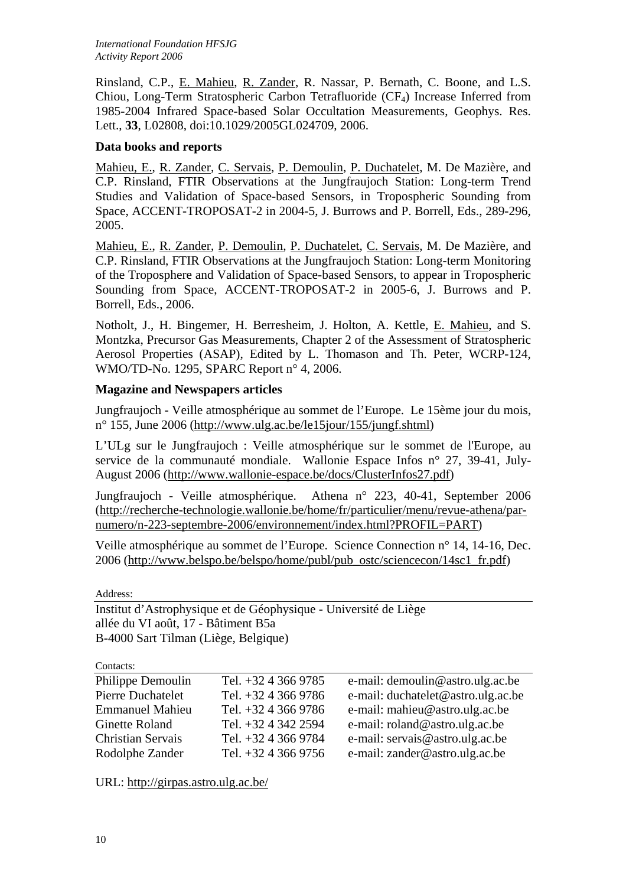Rinsland, C.P., E. Mahieu, R. Zander, R. Nassar, P. Bernath, C. Boone, and L.S. Chiou, Long-Term Stratospheric Carbon Tetrafluoride ($CF_4$) Increase Inferred from 1985-2004 Infrared Space-based Solar Occultation Measurements, Geophys. Res. Lett., **33**, L02808, doi:10.1029/2005GL024709, 2006.

### Data books and reports

Mahieu, E., R. Zander, C. Servais, P. Demoulin, P. Duchatelet, M. De Mazière, and C.P. Rinsland, FTIR Observations at the Jungfraujoch Station: Long-term Trend Studies and Validation of Space-based Sensors, in Tropospheric Sounding from Space, ACCENT-TROPOSAT-2 in 2004-5, J. Burrows and P. Borrell, Eds., 289-296, 2005.

Mahieu, E., R. Zander, P. Demoulin, P. Duchatelet, C. Servais, M. De Mazière, and C.P. Rinsland, FTIR Observations at the Jungfraujoch Station: Long-term Monitoring of the Troposphere and Validation of Space-based Sensors, to appear in Tropospheric Sounding from Space, ACCENT-TROPOSAT-2 in 2005-6, J. Burrows and P. Borrell, Eds., 2006.

Notholt, J., H. Bingemer, H. Berresheim, J. Holton, A. Kettle, E. Mahieu, and S. Montzka, Precursor Gas Measurements, Chapter 2 of the Assessment of Stratospheric Aerosol Properties (ASAP), Edited by L. Thomason and Th. Peter, WCRP-124, WMO/TD-No. 1295, SPARC Report n° 4, 2006.

### Magazine and Newspapers articles

Jungfraujoch - Veille atmosphérique au sommet de l'Europe. Le 15ème jour du mois, n° 155, June 2006 (http://www.ulg.ac.be/le15jour/155/jungf.shtml)

L'ULg sur le Jungfraujoch : Veille atmosphérique sur le sommet de l'Europe, au service de la communauté mondiale. Wallonie Espace Infos n° 27, 39-41, July-August 2006 (http://www.wallonie-espace.be/docs/ClusterInfos27.pdf)

Jungfraujoch - Veille atmosphérique. Athena n° 223, 40-41, September 2006 (http://recherche-technologie.wallonie.be/home/fr/particulier/menu/revue-athena/par-numero/n-223-septembre-2006/environnement/index.html?PROFIL=PART)

Veille atmosphérique au sommet de l'Europe. Science Connection n° 14, 14-16, Dec. 2006 (http://www.belspo.be/belspo/home/publ/pub_ostc/sciencecon/14sc1_fr.pdf)

Address:

Institut d'Astrophysique et de Géophysique - Université de Liège
allée du VI août, 17 - Bâtiment B5a
B-4000 Sart Tilman (Liège, Belgique)

Contacts:

| | | |
|---|---|---|
| Philippe Demoulin | Tel. +32 4 366 9785 | e-mail: demoulin@astro.ulg.ac.be |
| Pierre Duchatelet | Tel. +32 4 366 9786 | e-mail: duchatelet@astro.ulg.ac.be |
| Emmanuel Mahieu | Tel. +32 4 366 9786 | e-mail: mahieu@astro.ulg.ac.be |
| Ginette Roland | Tel. +32 4 342 2594 | e-mail: roland@astro.ulg.ac.be |
| Christian Servais | Tel. +32 4 366 9784 | e-mail: servais@astro.ulg.ac.be |
| Rodolphe Zander | Tel. +32 4 366 9756 | e-mail: zander@astro.ulg.ac.be |

URL: http://girpas.astro.ulg.ac.be/